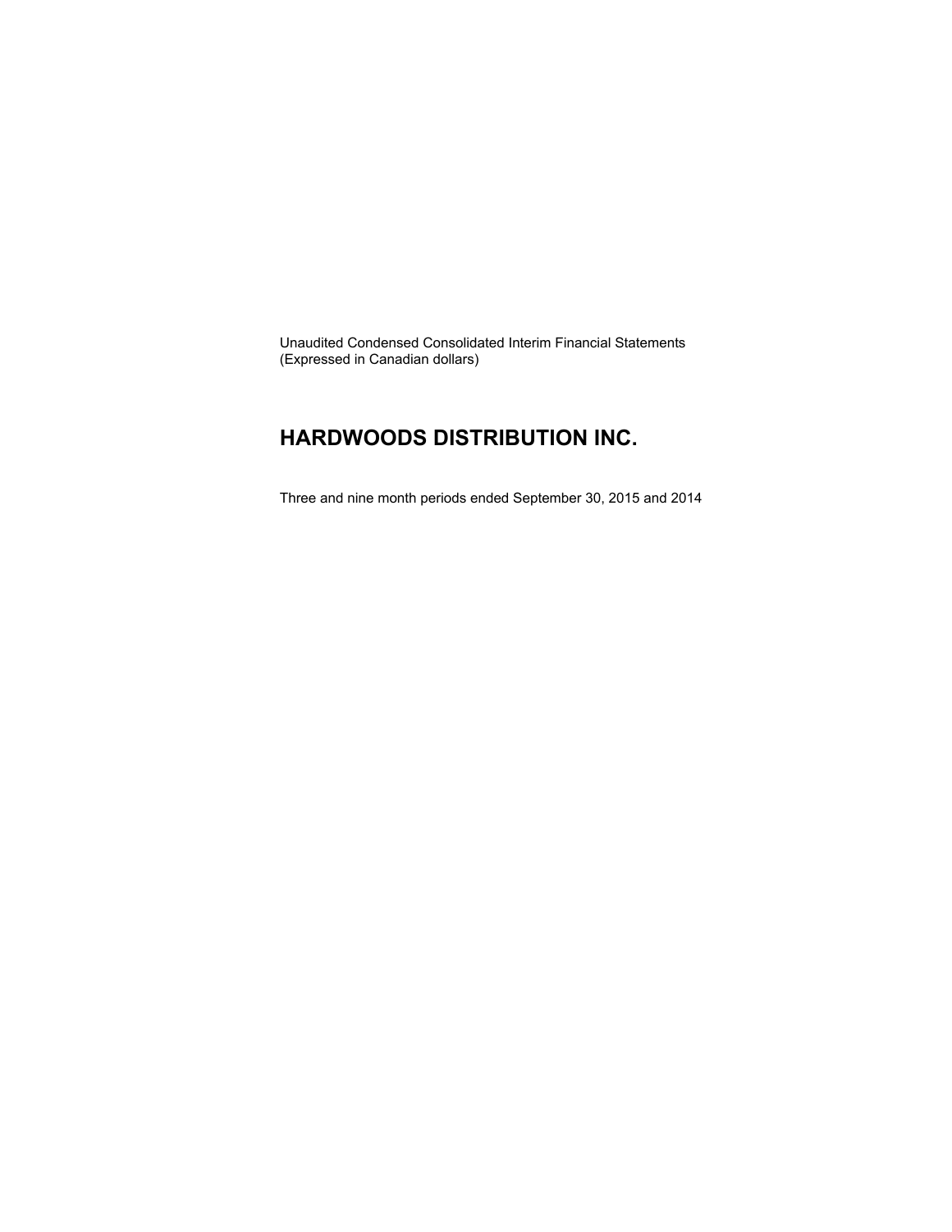Unaudited Condensed Consolidated Interim Financial Statements
(Expressed in Canadian dollars)

# HARDWOODS DISTRIBUTION INC.

Three and nine month periods ended September 30, 2015 and 2014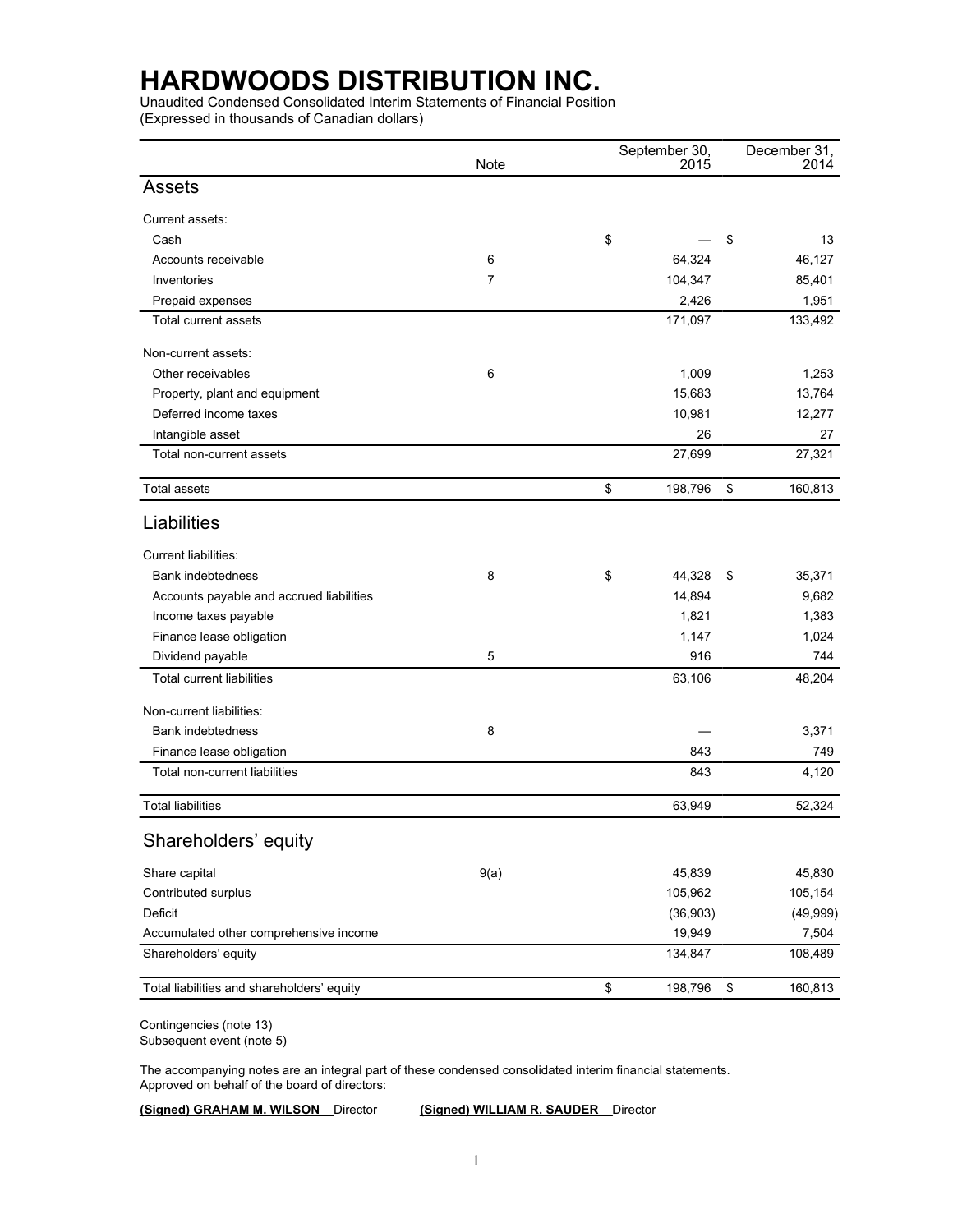# HARDWOODS DISTRIBUTION INC.

Unaudited Condensed Consolidated Interim Statements of Financial Position
(Expressed in thousands of Canadian dollars)

| | Note | September 30, 2015 | December 31, 2014 |
|---|---|---|---|
| **Assets** | | | |
| Current assets: | | | |
| Cash | | $ — | $ 13 |
| Accounts receivable | 6 | 64,324 | 46,127 |
| Inventories | 7 | 104,347 | 85,401 |
| Prepaid expenses | | 2,426 | 1,951 |
| Total current assets | | 171,097 | 133,492 |
| Non-current assets: | | | |
| Other receivables | 6 | 1,009 | 1,253 |
| Property, plant and equipment | | 15,683 | 13,764 |
| Deferred income taxes | | 10,981 | 12,277 |
| Intangible asset | | 26 | 27 |
| Total non-current assets | | 27,699 | 27,321 |
| Total assets | | $ 198,796 | $ 160,813 |
| **Liabilities** | | | |
| Current liabilities: | | | |
| Bank indebtedness | 8 | $ 44,328 | $ 35,371 |
| Accounts payable and accrued liabilities | | 14,894 | 9,682 |
| Income taxes payable | | 1,821 | 1,383 |
| Finance lease obligation | | 1,147 | 1,024 |
| Dividend payable | 5 | 916 | 744 |
| Total current liabilities | | 63,106 | 48,204 |
| Non-current liabilities: | | | |
| Bank indebtedness | 8 | — | 3,371 |
| Finance lease obligation | | 843 | 749 |
| Total non-current liabilities | | 843 | 4,120 |
| Total liabilities | | 63,949 | 52,324 |
| **Shareholders' equity** | | | |
| Share capital | 9(a) | 45,839 | 45,830 |
| Contributed surplus | | 105,962 | 105,154 |
| Deficit | | (36,903) | (49,999) |
| Accumulated other comprehensive income | | 19,949 | 7,504 |
| Shareholders' equity | | 134,847 | 108,489 |
| Total liabilities and shareholders' equity | | $ 198,796 | $ 160,813 |

Contingencies (note 13)
Subsequent event (note 5)

The accompanying notes are an integral part of these condensed consolidated interim financial statements.
Approved on behalf of the board of directors:

**(Signed) GRAHAM M. WILSON** Director **(Signed) WILLIAM R. SAUDER** Director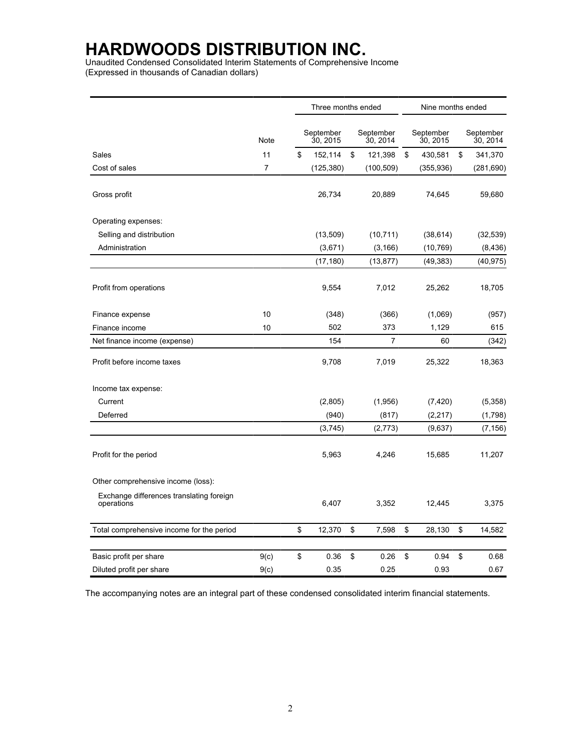# HARDWOODS DISTRIBUTION INC.

Unaudited Condensed Consolidated Interim Statements of Comprehensive Income
(Expressed in thousands of Canadian dollars)

| | Note | Three months ended | | Nine months ended | |
|---|---|---|---|---|---|
| | | September 30, 2015 | September 30, 2014 | September 30, 2015 | September 30, 2014 |
| Sales | 11 | $ 152,114 | $ 121,398 | $ 430,581 | $ 341,370 |
| Cost of sales | 7 | (125,380) | (100,509) | (355,936) | (281,690) |
| Gross profit | | 26,734 | 20,889 | 74,645 | 59,680 |
| Operating expenses: | | | | | |
| Selling and distribution | | (13,509) | (10,711) | (38,614) | (32,539) |
| Administration | | (3,671) | (3,166) | (10,769) | (8,436) |
| | | (17,180) | (13,877) | (49,383) | (40,975) |
| Profit from operations | | 9,554 | 7,012 | 25,262 | 18,705 |
| Finance expense | 10 | (348) | (366) | (1,069) | (957) |
| Finance income | 10 | 502 | 373 | 1,129 | 615 |
| Net finance income (expense) | | 154 | 7 | 60 | (342) |
| Profit before income taxes | | 9,708 | 7,019 | 25,322 | 18,363 |
| Income tax expense: | | | | | |
| Current | | (2,805) | (1,956) | (7,420) | (5,358) |
| Deferred | | (940) | (817) | (2,217) | (1,798) |
| | | (3,745) | (2,773) | (9,637) | (7,156) |
| Profit for the period | | 5,963 | 4,246 | 15,685 | 11,207 |
| Other comprehensive income (loss): | | | | | |
| Exchange differences translating foreign operations | | 6,407 | 3,352 | 12,445 | 3,375 |
| Total comprehensive income for the period | | $ 12,370 | $ 7,598 | $ 28,130 | $ 14,582 |
| Basic profit per share | 9(c) | $ 0.36 | $ 0.26 | $ 0.94 | $ 0.68 |
| Diluted profit per share | 9(c) | 0.35 | 0.25 | 0.93 | 0.67 |

The accompanying notes are an integral part of these condensed consolidated interim financial statements.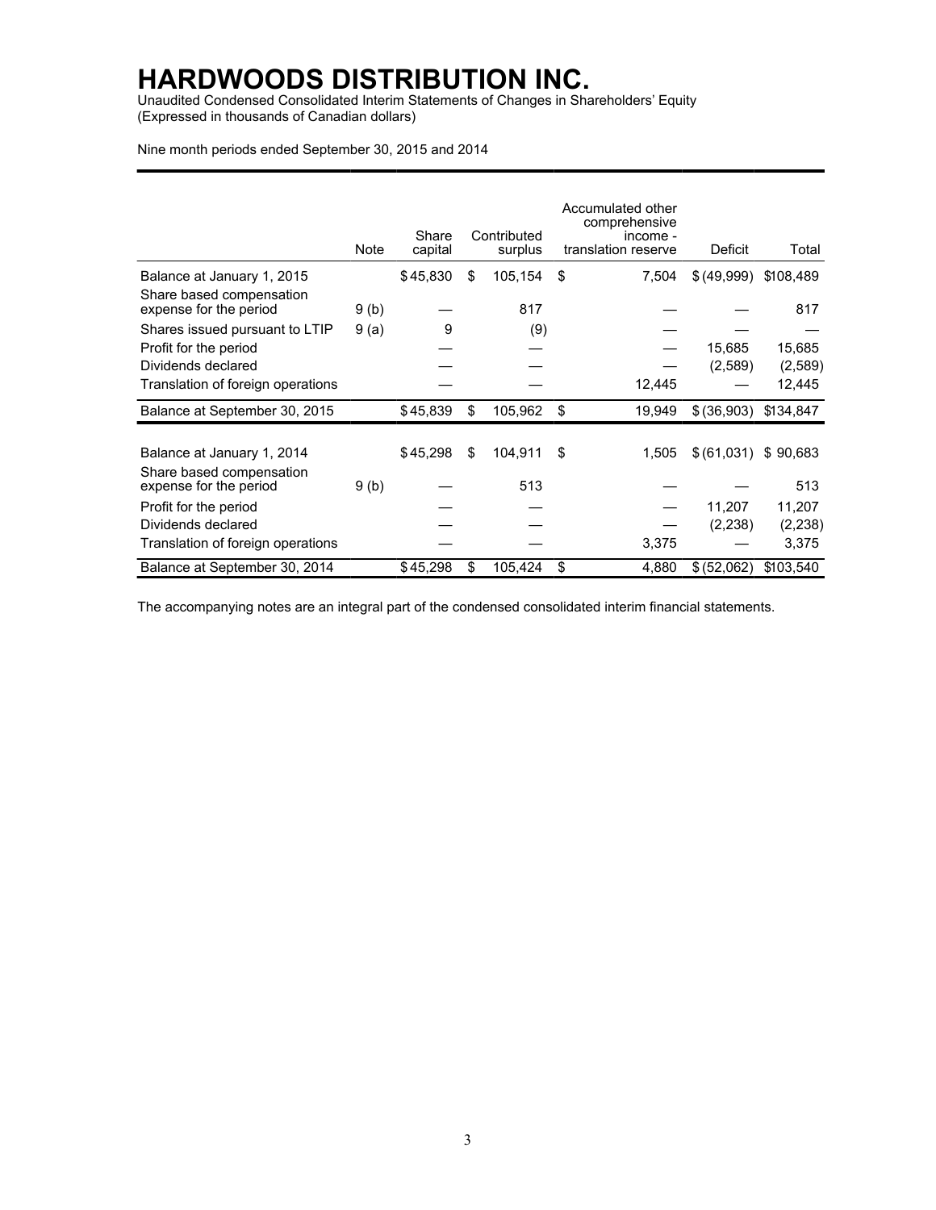# HARDWOODS DISTRIBUTION INC.

Unaudited Condensed Consolidated Interim Statements of Changes in Shareholders' Equity
(Expressed in thousands of Canadian dollars)

Nine month periods ended September 30, 2015 and 2014

| | Note | Share capital | Contributed surplus | Accumulated other comprehensive income - translation reserve | Deficit | Total |
|---|---|---|---|---|---|---|
| Balance at January 1, 2015 | | $ 45,830 | $ 105,154 | $ 7,504 | $ (49,999) | $108,489 |
| Share based compensation expense for the period | 9 (b) | — | 817 | — | — | 817 |
| Shares issued pursuant to LTIP | 9 (a) | 9 | (9) | — | — | — |
| Profit for the period | | — | — | — | 15,685 | 15,685 |
| Dividends declared | | — | — | — | (2,589) | (2,589) |
| Translation of foreign operations | | — | — | 12,445 | — | 12,445 |
| Balance at September 30, 2015 | | $ 45,839 | $ 105,962 | $ 19,949 | $ (36,903) | $134,847 |
| | | | | | | |
| Balance at January 1, 2014 | | $ 45,298 | $ 104,911 | $ 1,505 | $ (61,031) | $ 90,683 |
| Share based compensation expense for the period | 9 (b) | — | 513 | — | — | 513 |
| Profit for the period | | — | — | — | 11,207 | 11,207 |
| Dividends declared | | — | — | — | (2,238) | (2,238) |
| Translation of foreign operations | | — | — | 3,375 | — | 3,375 |
| Balance at September 30, 2014 | | $ 45,298 | $ 105,424 | $ 4,880 | $ (52,062) | $103,540 |

The accompanying notes are an integral part of the condensed consolidated interim financial statements.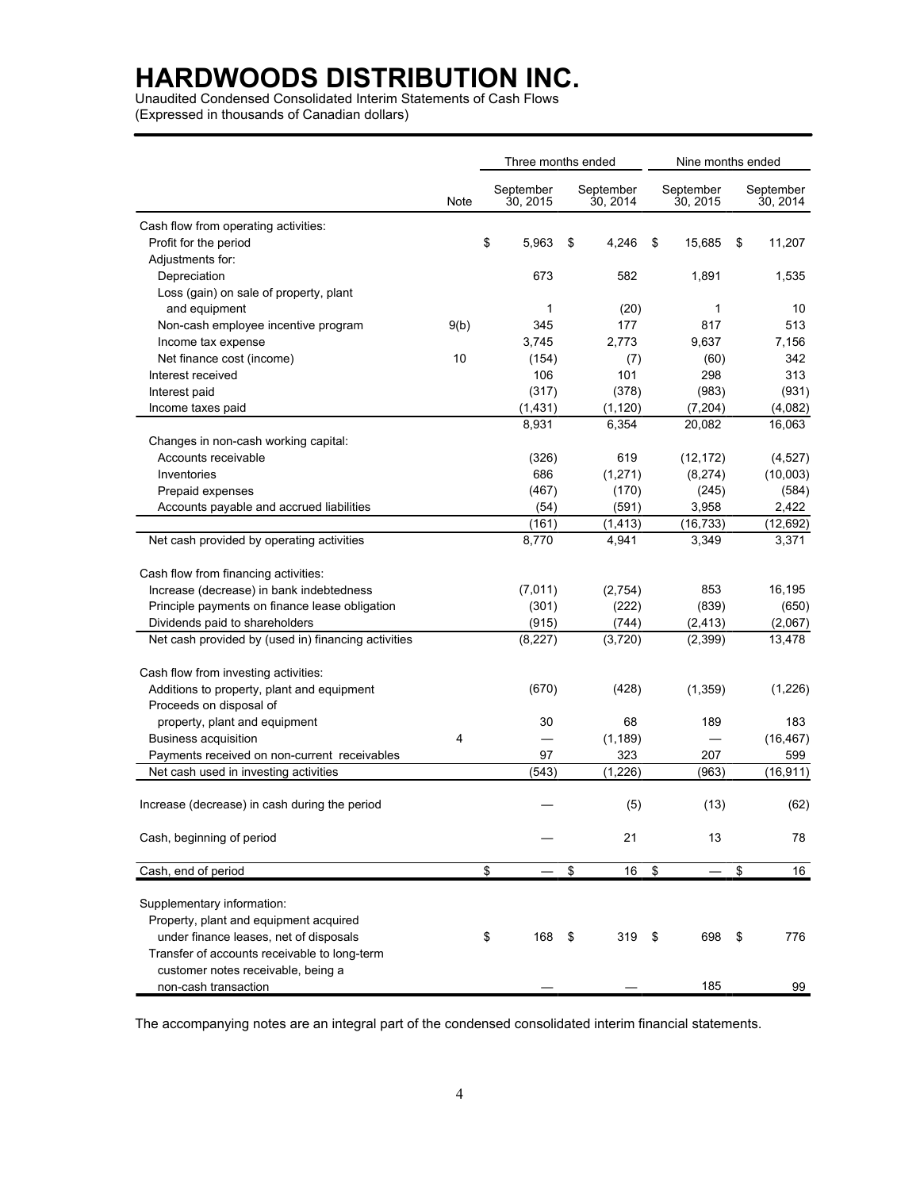# HARDWOODS DISTRIBUTION INC.

Unaudited Condensed Consolidated Interim Statements of Cash Flows
(Expressed in thousands of Canadian dollars)

| | Note | Three months ended September 30, 2015 | Three months ended September 30, 2014 | Nine months ended September 30, 2015 | Nine months ended September 30, 2014 |
|---|---|---|---|---|---|
| Cash flow from operating activities: | | | | | |
| Profit for the period | | $ 5,963 | $ 4,246 | $ 15,685 | $ 11,207 |
| Adjustments for: | | | | | |
| Depreciation | | 673 | 582 | 1,891 | 1,535 |
| Loss (gain) on sale of property, plant and equipment | | 1 | (20) | 1 | 10 |
| Non-cash employee incentive program | 9(b) | 345 | 177 | 817 | 513 |
| Income tax expense | | 3,745 | 2,773 | 9,637 | 7,156 |
| Net finance cost (income) | 10 | (154) | (7) | (60) | 342 |
| Interest received | | 106 | 101 | 298 | 313 |
| Interest paid | | (317) | (378) | (983) | (931) |
| Income taxes paid | | (1,431) | (1,120) | (7,204) | (4,082) |
| | | 8,931 | 6,354 | 20,082 | 16,063 |
| Changes in non-cash working capital: | | | | | |
| Accounts receivable | | (326) | 619 | (12,172) | (4,527) |
| Inventories | | 686 | (1,271) | (8,274) | (10,003) |
| Prepaid expenses | | (467) | (170) | (245) | (584) |
| Accounts payable and accrued liabilities | | (54) | (591) | 3,958 | 2,422 |
| | | (161) | (1,413) | (16,733) | (12,692) |
| Net cash provided by operating activities | | 8,770 | 4,941 | 3,349 | 3,371 |
| Cash flow from financing activities: | | | | | |
| Increase (decrease) in bank indebtedness | | (7,011) | (2,754) | 853 | 16,195 |
| Principle payments on finance lease obligation | | (301) | (222) | (839) | (650) |
| Dividends paid to shareholders | | (915) | (744) | (2,413) | (2,067) |
| Net cash provided by (used in) financing activities | | (8,227) | (3,720) | (2,399) | 13,478 |
| Cash flow from investing activities: | | | | | |
| Additions to property, plant and equipment | | (670) | (428) | (1,359) | (1,226) |
| Proceeds on disposal of property, plant and equipment | | 30 | 68 | 189 | 183 |
| Business acquisition | 4 | — | (1,189) | — | (16,467) |
| Payments received on non-current receivables | | 97 | 323 | 207 | 599 |
| Net cash used in investing activities | | (543) | (1,226) | (963) | (16,911) |
| Increase (decrease) in cash during the period | | — | (5) | (13) | (62) |
| Cash, beginning of period | | — | 21 | 13 | 78 |
| Cash, end of period | | $ — | $ 16 | $ — | $ 16 |
| Supplementary information: | | | | | |
| Property, plant and equipment acquired under finance leases, net of disposals | | $ 168 | $ 319 | $ 698 | $ 776 |
| Transfer of accounts receivable to long-term customer notes receivable, being a non-cash transaction | | — | — | 185 | 99 |

The accompanying notes are an integral part of the condensed consolidated interim financial statements.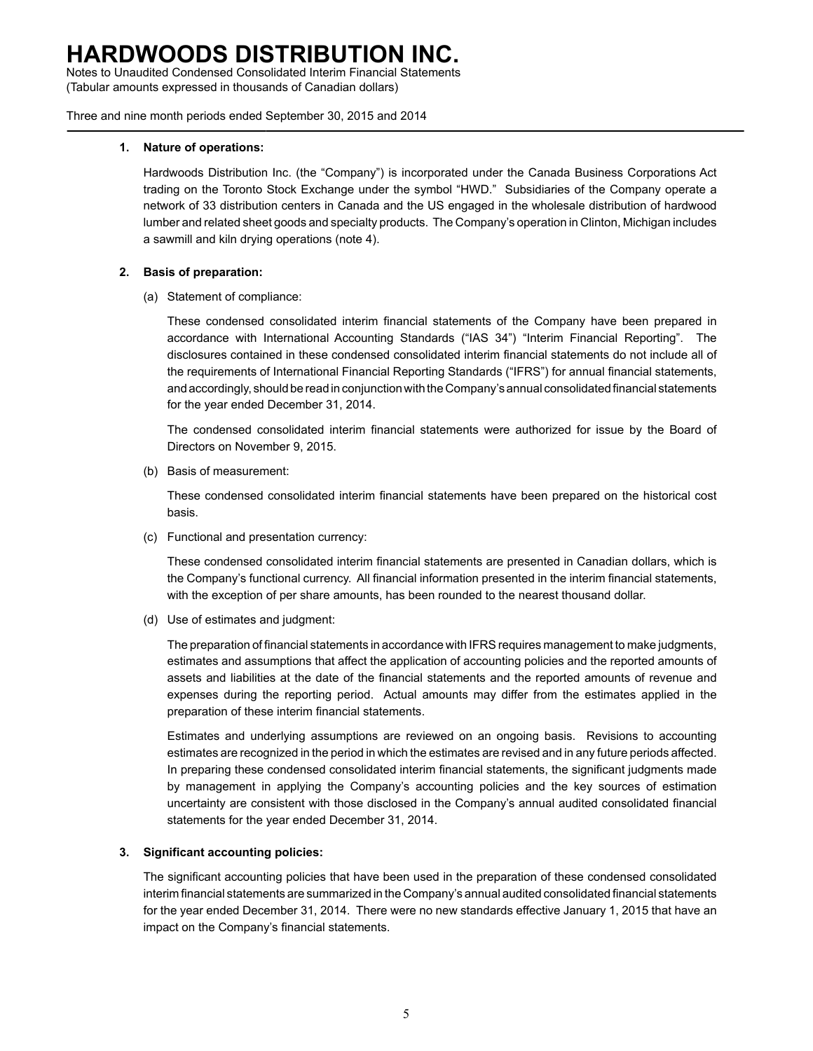# HARDWOODS DISTRIBUTION INC.

Notes to Unaudited Condensed Consolidated Interim Financial Statements
(Tabular amounts expressed in thousands of Canadian dollars)

Three and nine month periods ended September 30, 2015 and 2014

**1. Nature of operations:**

Hardwoods Distribution Inc. (the "Company") is incorporated under the Canada Business Corporations Act trading on the Toronto Stock Exchange under the symbol "HWD." Subsidiaries of the Company operate a network of 33 distribution centers in Canada and the US engaged in the wholesale distribution of hardwood lumber and related sheet goods and specialty products. The Company's operation in Clinton, Michigan includes a sawmill and kiln drying operations (note 4).

**2. Basis of preparation:**

(a) Statement of compliance:

These condensed consolidated interim financial statements of the Company have been prepared in accordance with International Accounting Standards ("IAS 34") "Interim Financial Reporting". The disclosures contained in these condensed consolidated interim financial statements do not include all of the requirements of International Financial Reporting Standards ("IFRS") for annual financial statements, and accordingly, should be read in conjunction with the Company's annual consolidated financial statements for the year ended December 31, 2014.

The condensed consolidated interim financial statements were authorized for issue by the Board of Directors on November 9, 2015.

(b) Basis of measurement:

These condensed consolidated interim financial statements have been prepared on the historical cost basis.

(c) Functional and presentation currency:

These condensed consolidated interim financial statements are presented in Canadian dollars, which is the Company's functional currency. All financial information presented in the interim financial statements, with the exception of per share amounts, has been rounded to the nearest thousand dollar.

(d) Use of estimates and judgment:

The preparation of financial statements in accordance with IFRS requires management to make judgments, estimates and assumptions that affect the application of accounting policies and the reported amounts of assets and liabilities at the date of the financial statements and the reported amounts of revenue and expenses during the reporting period. Actual amounts may differ from the estimates applied in the preparation of these interim financial statements.

Estimates and underlying assumptions are reviewed on an ongoing basis. Revisions to accounting estimates are recognized in the period in which the estimates are revised and in any future periods affected. In preparing these condensed consolidated interim financial statements, the significant judgments made by management in applying the Company's accounting policies and the key sources of estimation uncertainty are consistent with those disclosed in the Company's annual audited consolidated financial statements for the year ended December 31, 2014.

**3. Significant accounting policies:**

The significant accounting policies that have been used in the preparation of these condensed consolidated interim financial statements are summarized in the Company's annual audited consolidated financial statements for the year ended December 31, 2014. There were no new standards effective January 1, 2015 that have an impact on the Company's financial statements.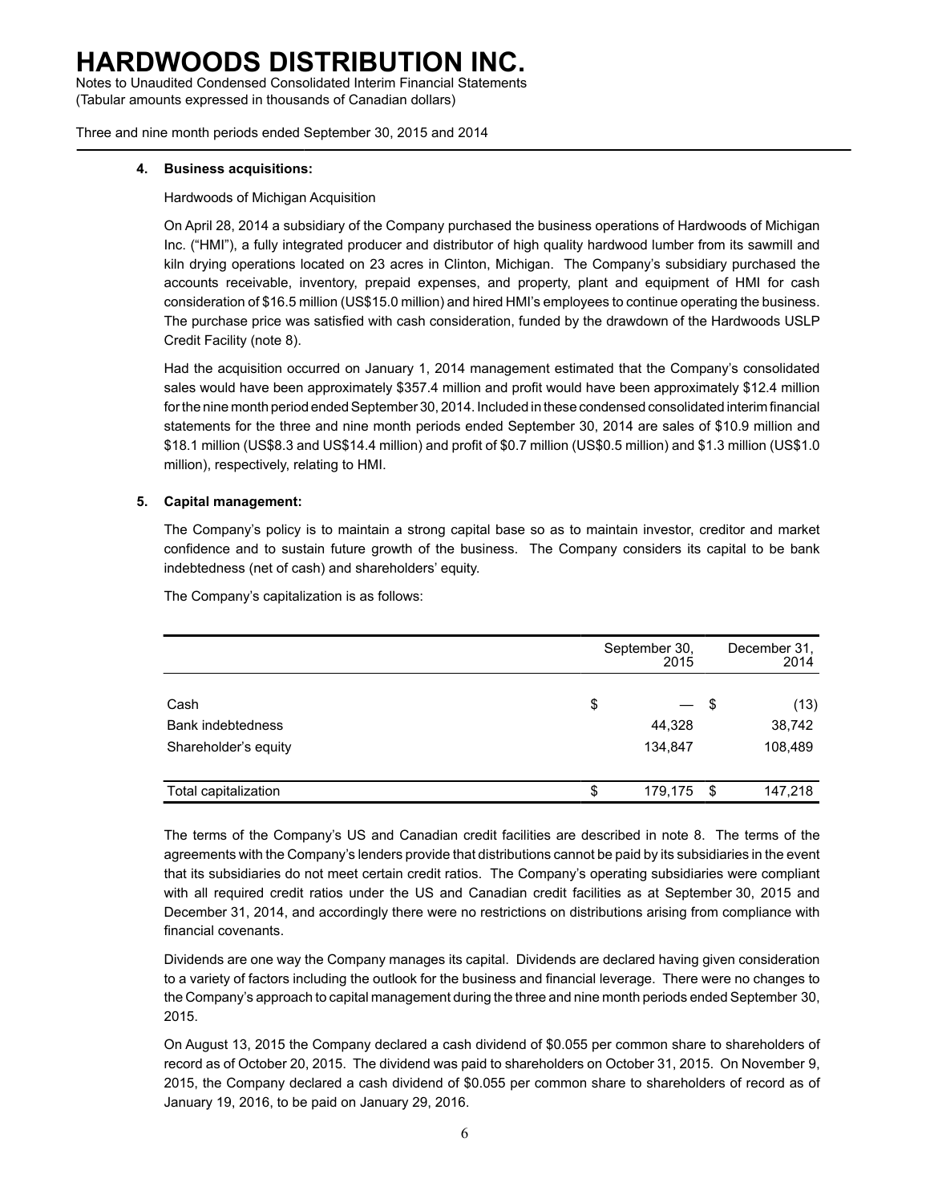# HARDWOODS DISTRIBUTION INC.

Notes to Unaudited Condensed Consolidated Interim Financial Statements
(Tabular amounts expressed in thousands of Canadian dollars)

Three and nine month periods ended September 30, 2015 and 2014

## 4. Business acquisitions:

Hardwoods of Michigan Acquisition

On April 28, 2014 a subsidiary of the Company purchased the business operations of Hardwoods of Michigan Inc. ("HMI"), a fully integrated producer and distributor of high quality hardwood lumber from its sawmill and kiln drying operations located on 23 acres in Clinton, Michigan. The Company's subsidiary purchased the accounts receivable, inventory, prepaid expenses, and property, plant and equipment of HMI for cash consideration of $16.5 million (US$15.0 million) and hired HMI's employees to continue operating the business. The purchase price was satisfied with cash consideration, funded by the drawdown of the Hardwoods USLP Credit Facility (note 8).

Had the acquisition occurred on January 1, 2014 management estimated that the Company's consolidated sales would have been approximately $357.4 million and profit would have been approximately $12.4 million for the nine month period ended September 30, 2014. Included in these condensed consolidated interim financial statements for the three and nine month periods ended September 30, 2014 are sales of $10.9 million and $18.1 million (US$8.3 and US$14.4 million) and profit of $0.7 million (US$0.5 million) and $1.3 million (US$1.0 million), respectively, relating to HMI.

## 5. Capital management:

The Company's policy is to maintain a strong capital base so as to maintain investor, creditor and market confidence and to sustain future growth of the business. The Company considers its capital to be bank indebtedness (net of cash) and shareholders' equity.

The Company's capitalization is as follows:

| | September 30, 2015 | December 31, 2014 |
|---|---|---|
| Cash | $ — | $ (13) |
| Bank indebtedness | 44,328 | 38,742 |
| Shareholder's equity | 134,847 | 108,489 |
| Total capitalization | $ 179,175 | $ 147,218 |

The terms of the Company's US and Canadian credit facilities are described in note 8. The terms of the agreements with the Company's lenders provide that distributions cannot be paid by its subsidiaries in the event that its subsidiaries do not meet certain credit ratios. The Company's operating subsidiaries were compliant with all required credit ratios under the US and Canadian credit facilities as at September 30, 2015 and December 31, 2014, and accordingly there were no restrictions on distributions arising from compliance with financial covenants.

Dividends are one way the Company manages its capital. Dividends are declared having given consideration to a variety of factors including the outlook for the business and financial leverage. There were no changes to the Company's approach to capital management during the three and nine month periods ended September 30, 2015.

On August 13, 2015 the Company declared a cash dividend of $0.055 per common share to shareholders of record as of October 20, 2015. The dividend was paid to shareholders on October 31, 2015. On November 9, 2015, the Company declared a cash dividend of $0.055 per common share to shareholders of record as of January 19, 2016, to be paid on January 29, 2016.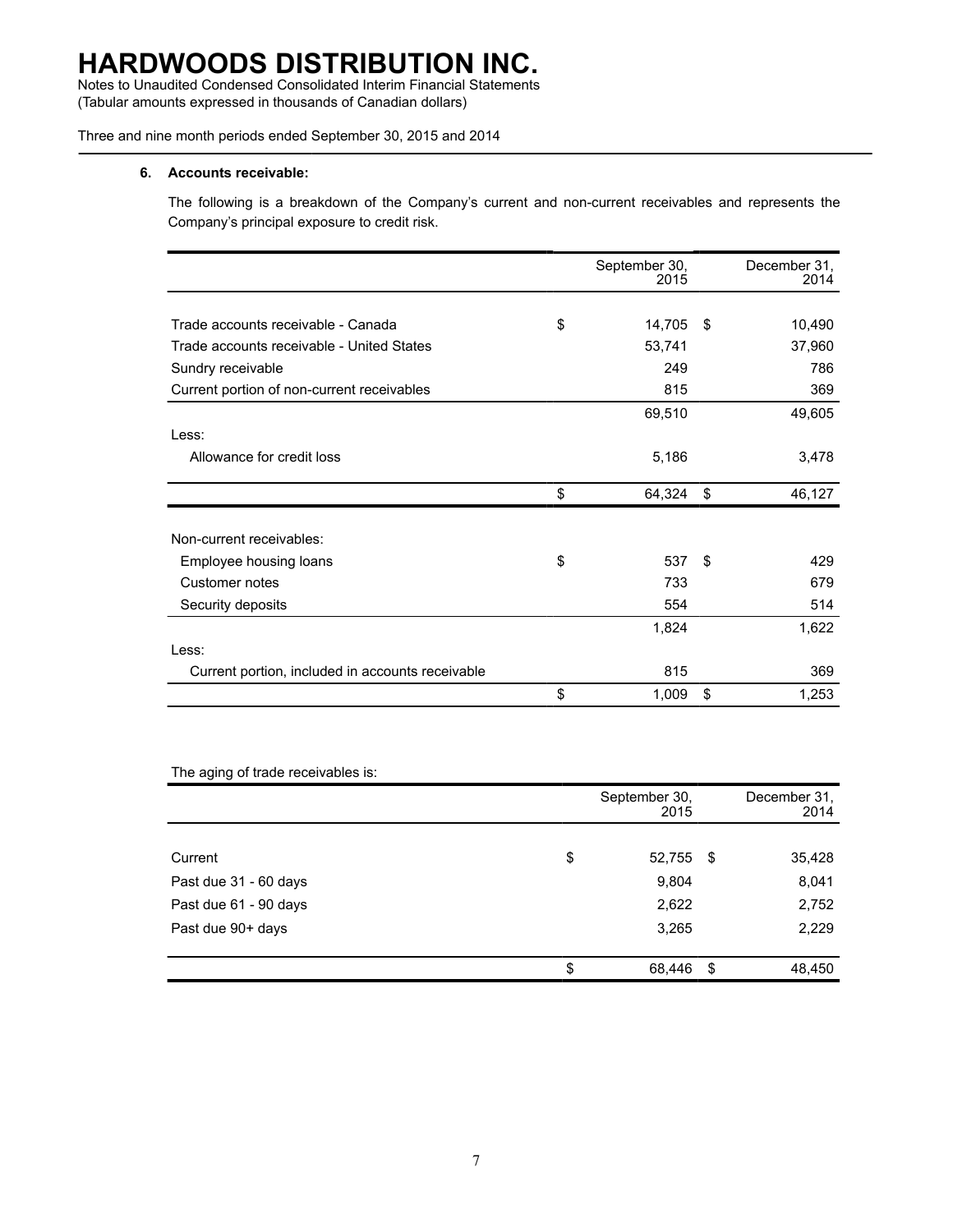### 6. Accounts receivable:

The following is a breakdown of the Company's current and non-current receivables and represents the Company's principal exposure to credit risk.

| | September 30, 2015 | December 31, 2014 |
|---|---|---|
| Trade accounts receivable - Canada | $ 14,705 | $ 10,490 |
| Trade accounts receivable - United States | 53,741 | 37,960 |
| Sundry receivable | 249 | 786 |
| Current portion of non-current receivables | 815 | 369 |
| | 69,510 | 49,605 |
| Less: | | |
| Allowance for credit loss | 5,186 | 3,478 |
| | $ 64,324 | $ 46,127 |
| Non-current receivables: | | |
| Employee housing loans | $ 537 | $ 429 |
| Customer notes | 733 | 679 |
| Security deposits | 554 | 514 |
| | 1,824 | 1,622 |
| Less: | | |
| Current portion, included in accounts receivable | 815 | 369 |
| | $ 1,009 | $ 1,253 |

The aging of trade receivables is:

| | September 30, 2015 | December 31, 2014 |
|---|---|---|
| Current | $ 52,755 | $ 35,428 |
| Past due 31 - 60 days | 9,804 | 8,041 |
| Past due 61 - 90 days | 2,622 | 2,752 |
| Past due 90+ days | 3,265 | 2,229 |
| | $ 68,446 | $ 48,450 |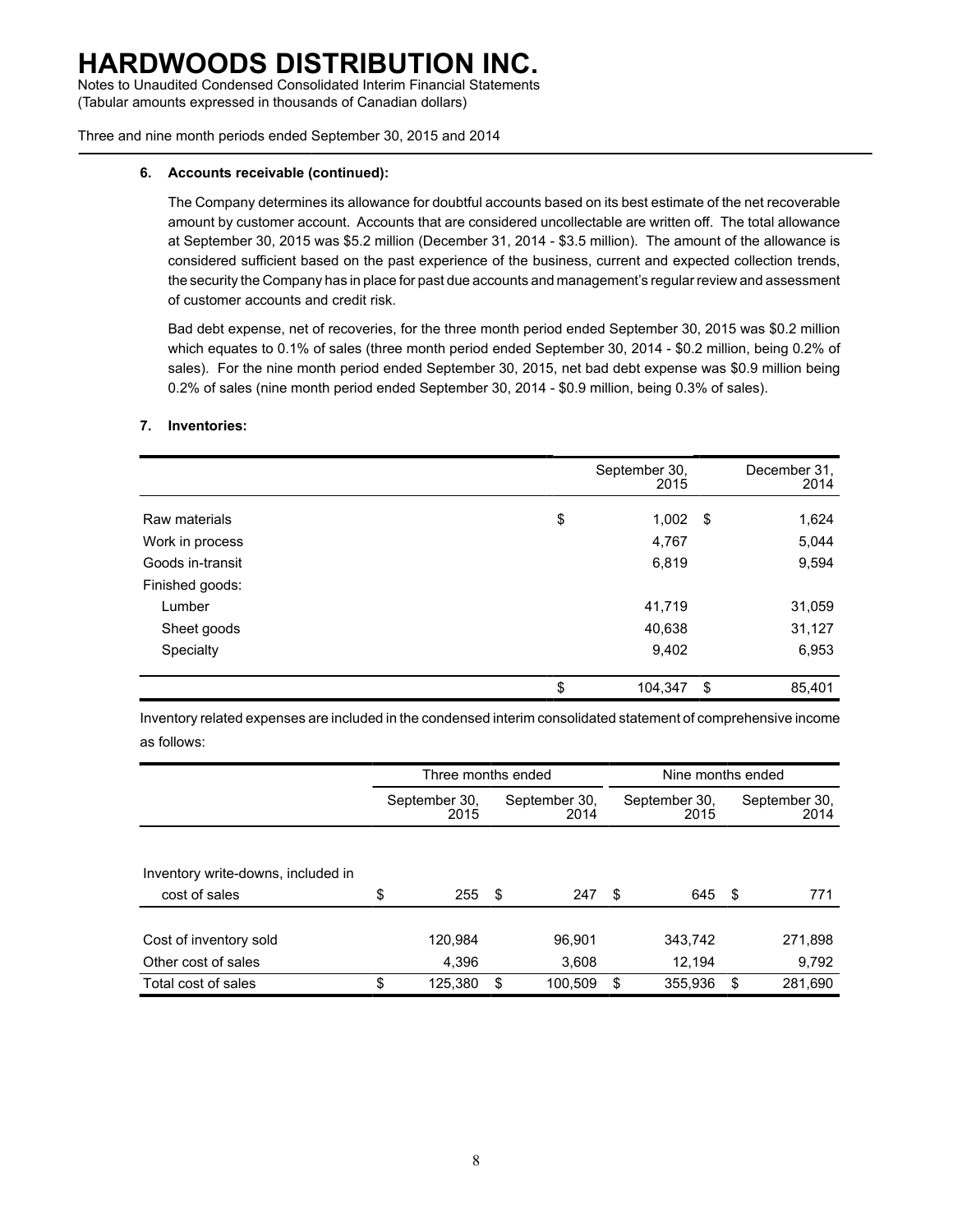### 6. Accounts receivable (continued):

The Company determines its allowance for doubtful accounts based on its best estimate of the net recoverable amount by customer account. Accounts that are considered uncollectable are written off. The total allowance at September 30, 2015 was $5.2 million (December 31, 2014 - $3.5 million). The amount of the allowance is considered sufficient based on the past experience of the business, current and expected collection trends, the security the Company has in place for past due accounts and management's regular review and assessment of customer accounts and credit risk.

Bad debt expense, net of recoveries, for the three month period ended September 30, 2015 was $0.2 million which equates to 0.1% of sales (three month period ended September 30, 2014 - $0.2 million, being 0.2% of sales). For the nine month period ended September 30, 2015, net bad debt expense was $0.9 million being 0.2% of sales (nine month period ended September 30, 2014 - $0.9 million, being 0.3% of sales).

### 7. Inventories:

| | September 30, 2015 | December 31, 2014 |
|---|---|---|
| Raw materials | $ 1,002 | $ 1,624 |
| Work in process | 4,767 | 5,044 |
| Goods in-transit | 6,819 | 9,594 |
| Finished goods: | | |
| Lumber | 41,719 | 31,059 |
| Sheet goods | 40,638 | 31,127 |
| Specialty | 9,402 | 6,953 |
| | $ 104,347 | $ 85,401 |

Inventory related expenses are included in the condensed interim consolidated statement of comprehensive income as follows:

| | Three months ended | | Nine months ended | |
|---|---|---|---|---|
| | September 30, 2015 | September 30, 2014 | September 30, 2015 | September 30, 2014 |
| Inventory write-downs, included in cost of sales | $ 255 | $ 247 | $ 645 | $ 771 |
| Cost of inventory sold | 120,984 | 96,901 | 343,742 | 271,898 |
| Other cost of sales | 4,396 | 3,608 | 12,194 | 9,792 |
| Total cost of sales | $ 125,380 | $ 100,509 | $ 355,936 | $ 281,690 |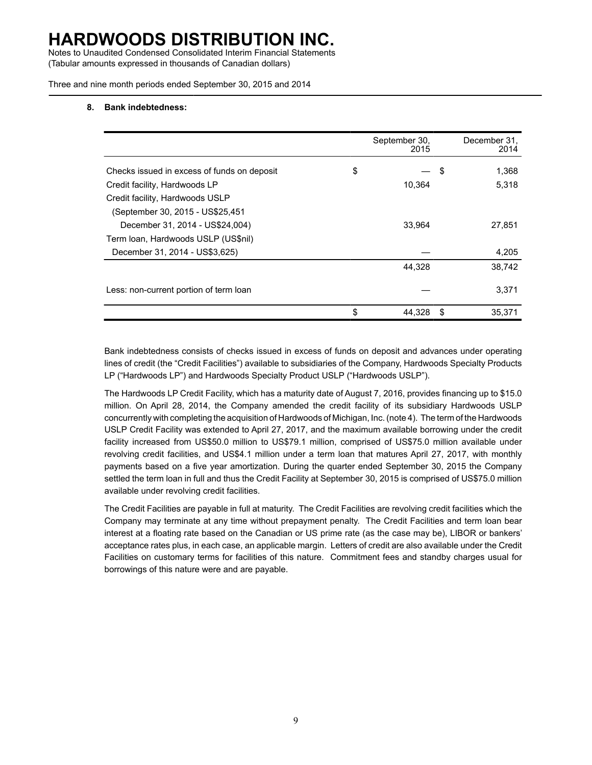## 8. Bank indebtedness:

| | September 30, 2015 | December 31, 2014 |
|---|---|---|
| Checks issued in excess of funds on deposit | $ — | $ 1,368 |
| Credit facility, Hardwoods LP | 10,364 | 5,318 |
| Credit facility, Hardwoods USLP (September 30, 2015 - US$25,451 December 31, 2014 - US$24,004) | 33,964 | 27,851 |
| Term loan, Hardwoods USLP (US$nil) December 31, 2014 - US$3,625) | — | 4,205 |
| | 44,328 | 38,742 |
| Less: non-current portion of term loan | — | 3,371 |
| | $ 44,328 | $ 35,371 |

Bank indebtedness consists of checks issued in excess of funds on deposit and advances under operating lines of credit (the "Credit Facilities") available to subsidiaries of the Company, Hardwoods Specialty Products LP ("Hardwoods LP") and Hardwoods Specialty Product USLP ("Hardwoods USLP").

The Hardwoods LP Credit Facility, which has a maturity date of August 7, 2016, provides financing up to $15.0 million. On April 28, 2014, the Company amended the credit facility of its subsidiary Hardwoods USLP concurrently with completing the acquisition of Hardwoods of Michigan, Inc. (note 4). The term of the Hardwoods USLP Credit Facility was extended to April 27, 2017, and the maximum available borrowing under the credit facility increased from US$50.0 million to US$79.1 million, comprised of US$75.0 million available under revolving credit facilities, and US$4.1 million under a term loan that matures April 27, 2017, with monthly payments based on a five year amortization. During the quarter ended September 30, 2015 the Company settled the term loan in full and thus the Credit Facility at September 30, 2015 is comprised of US$75.0 million available under revolving credit facilities.

The Credit Facilities are payable in full at maturity. The Credit Facilities are revolving credit facilities which the Company may terminate at any time without prepayment penalty. The Credit Facilities and term loan bear interest at a floating rate based on the Canadian or US prime rate (as the case may be), LIBOR or bankers' acceptance rates plus, in each case, an applicable margin. Letters of credit are also available under the Credit Facilities on customary terms for facilities of this nature. Commitment fees and standby charges usual for borrowings of this nature were and are payable.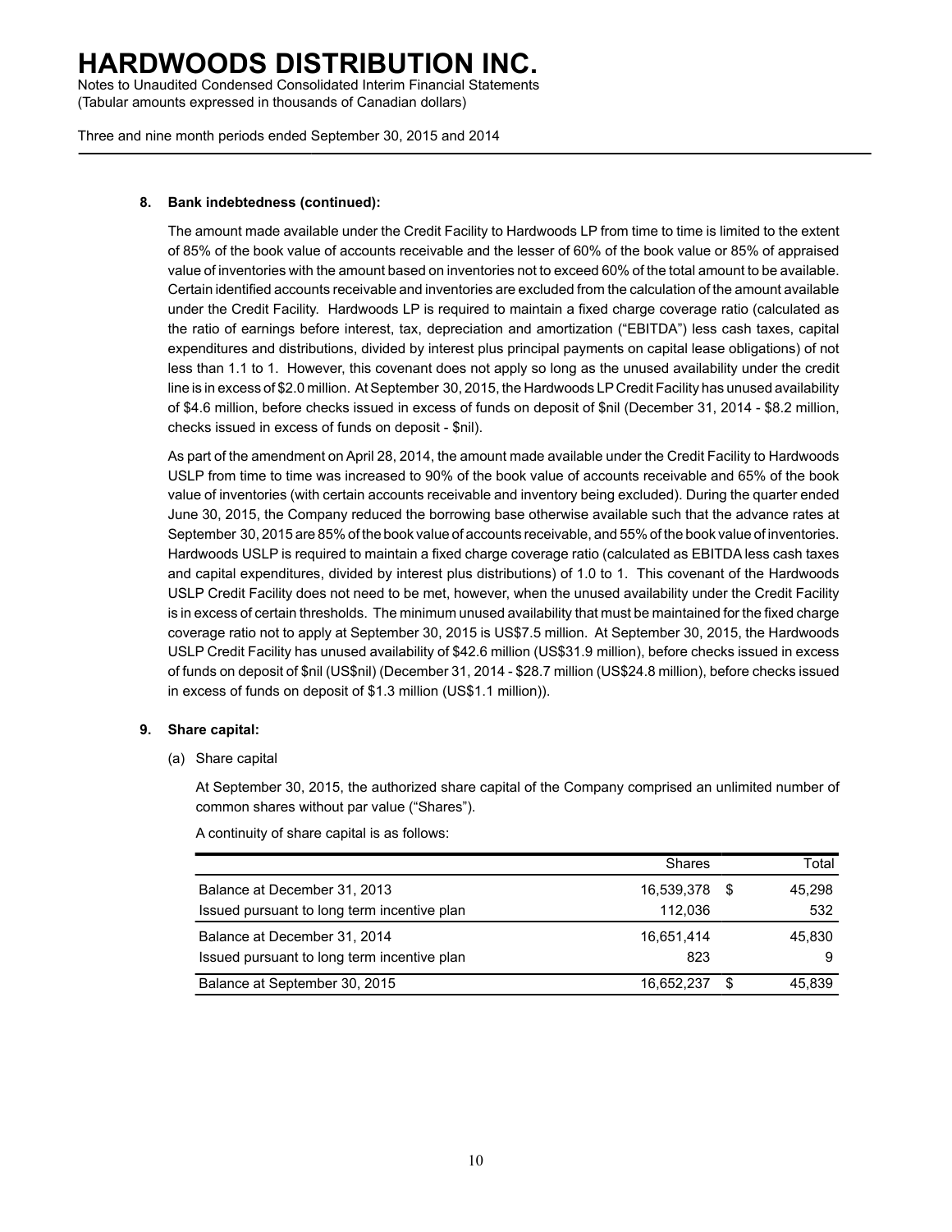**8. Bank indebtedness (continued):**

The amount made available under the Credit Facility to Hardwoods LP from time to time is limited to the extent of 85% of the book value of accounts receivable and the lesser of 60% of the book value or 85% of appraised value of inventories with the amount based on inventories not to exceed 60% of the total amount to be available. Certain identified accounts receivable and inventories are excluded from the calculation of the amount available under the Credit Facility. Hardwoods LP is required to maintain a fixed charge coverage ratio (calculated as the ratio of earnings before interest, tax, depreciation and amortization ("EBITDA") less cash taxes, capital expenditures and distributions, divided by interest plus principal payments on capital lease obligations) of not less than 1.1 to 1. However, this covenant does not apply so long as the unused availability under the credit line is in excess of $2.0 million. At September 30, 2015, the Hardwoods LP Credit Facility has unused availability of $4.6 million, before checks issued in excess of funds on deposit of $nil (December 31, 2014 - $8.2 million, checks issued in excess of funds on deposit - $nil).

As part of the amendment on April 28, 2014, the amount made available under the Credit Facility to Hardwoods USLP from time to time was increased to 90% of the book value of accounts receivable and 65% of the book value of inventories (with certain accounts receivable and inventory being excluded). During the quarter ended June 30, 2015, the Company reduced the borrowing base otherwise available such that the advance rates at September 30, 2015 are 85% of the book value of accounts receivable, and 55% of the book value of inventories. Hardwoods USLP is required to maintain a fixed charge coverage ratio (calculated as EBITDA less cash taxes and capital expenditures, divided by interest plus distributions) of 1.0 to 1. This covenant of the Hardwoods USLP Credit Facility does not need to be met, however, when the unused availability under the Credit Facility is in excess of certain thresholds. The minimum unused availability that must be maintained for the fixed charge coverage ratio not to apply at September 30, 2015 is US$7.5 million. At September 30, 2015, the Hardwoods USLP Credit Facility has unused availability of $42.6 million (US$31.9 million), before checks issued in excess of funds on deposit of $nil (US$nil) (December 31, 2014 - $28.7 million (US$24.8 million), before checks issued in excess of funds on deposit of $1.3 million (US$1.1 million)).

**9. Share capital:**

(a) Share capital

At September 30, 2015, the authorized share capital of the Company comprised an unlimited number of common shares without par value ("Shares").

A continuity of share capital is as follows:

| | Shares | Total |
|---|---|---|
| Balance at December 31, 2013 | 16,539,378 | $ 45,298 |
| Issued pursuant to long term incentive plan | 112,036 | 532 |
| Balance at December 31, 2014 | 16,651,414 | 45,830 |
| Issued pursuant to long term incentive plan | 823 | 9 |
| Balance at September 30, 2015 | 16,652,237 | $ 45,839 |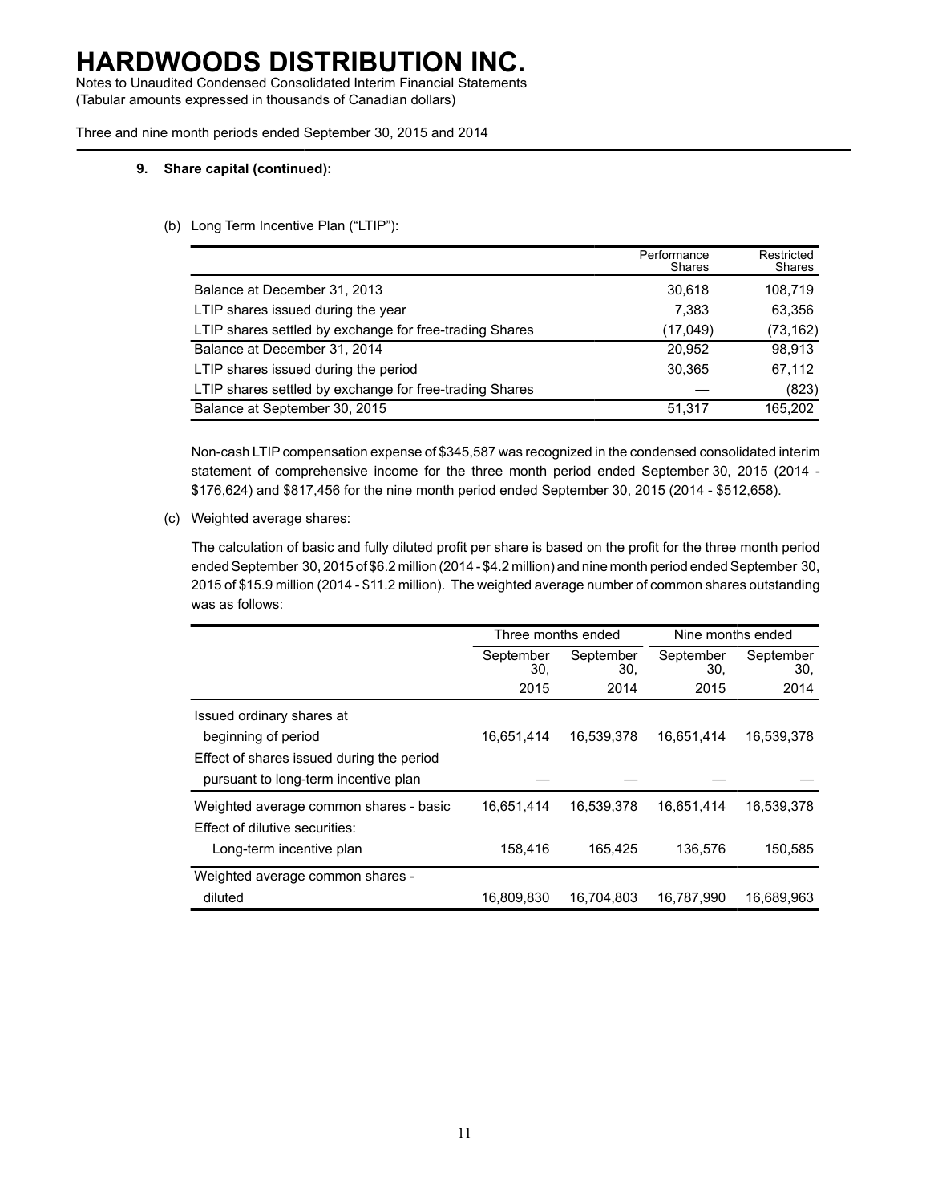# HARDWOODS DISTRIBUTION INC.

Notes to Unaudited Condensed Consolidated Interim Financial Statements
(Tabular amounts expressed in thousands of Canadian dollars)

Three and nine month periods ended September 30, 2015 and 2014

## 9. Share capital (continued):

(b) Long Term Incentive Plan ("LTIP"):

| | Performance Shares | Restricted Shares |
|---|---|---|
| Balance at December 31, 2013 | 30,618 | 108,719 |
| LTIP shares issued during the year | 7,383 | 63,356 |
| LTIP shares settled by exchange for free-trading Shares | (17,049) | (73,162) |
| Balance at December 31, 2014 | 20,952 | 98,913 |
| LTIP shares issued during the period | 30,365 | 67,112 |
| LTIP shares settled by exchange for free-trading Shares | — | (823) |
| Balance at September 30, 2015 | 51,317 | 165,202 |

Non-cash LTIP compensation expense of $345,587 was recognized in the condensed consolidated interim statement of comprehensive income for the three month period ended September 30, 2015 (2014 - $176,624) and $817,456 for the nine month period ended September 30, 2015 (2014 - $512,658).

(c) Weighted average shares:

The calculation of basic and fully diluted profit per share is based on the profit for the three month period ended September 30, 2015 of $6.2 million (2014 - $4.2 million) and nine month period ended September 30, 2015 of $15.9 million (2014 - $11.2 million). The weighted average number of common shares outstanding was as follows:

| | Three months ended | | Nine months ended | |
|---|---|---|---|---|
| | September 30, 2015 | September 30, 2014 | September 30, 2015 | September 30, 2014 |
| Issued ordinary shares at beginning of period | 16,651,414 | 16,539,378 | 16,651,414 | 16,539,378 |
| Effect of shares issued during the period pursuant to long-term incentive plan | — | — | — | — |
| Weighted average common shares - basic | 16,651,414 | 16,539,378 | 16,651,414 | 16,539,378 |
| Effect of dilutive securities: | | | | |
| Long-term incentive plan | 158,416 | 165,425 | 136,576 | 150,585 |
| Weighted average common shares - diluted | 16,809,830 | 16,704,803 | 16,787,990 | 16,689,963 |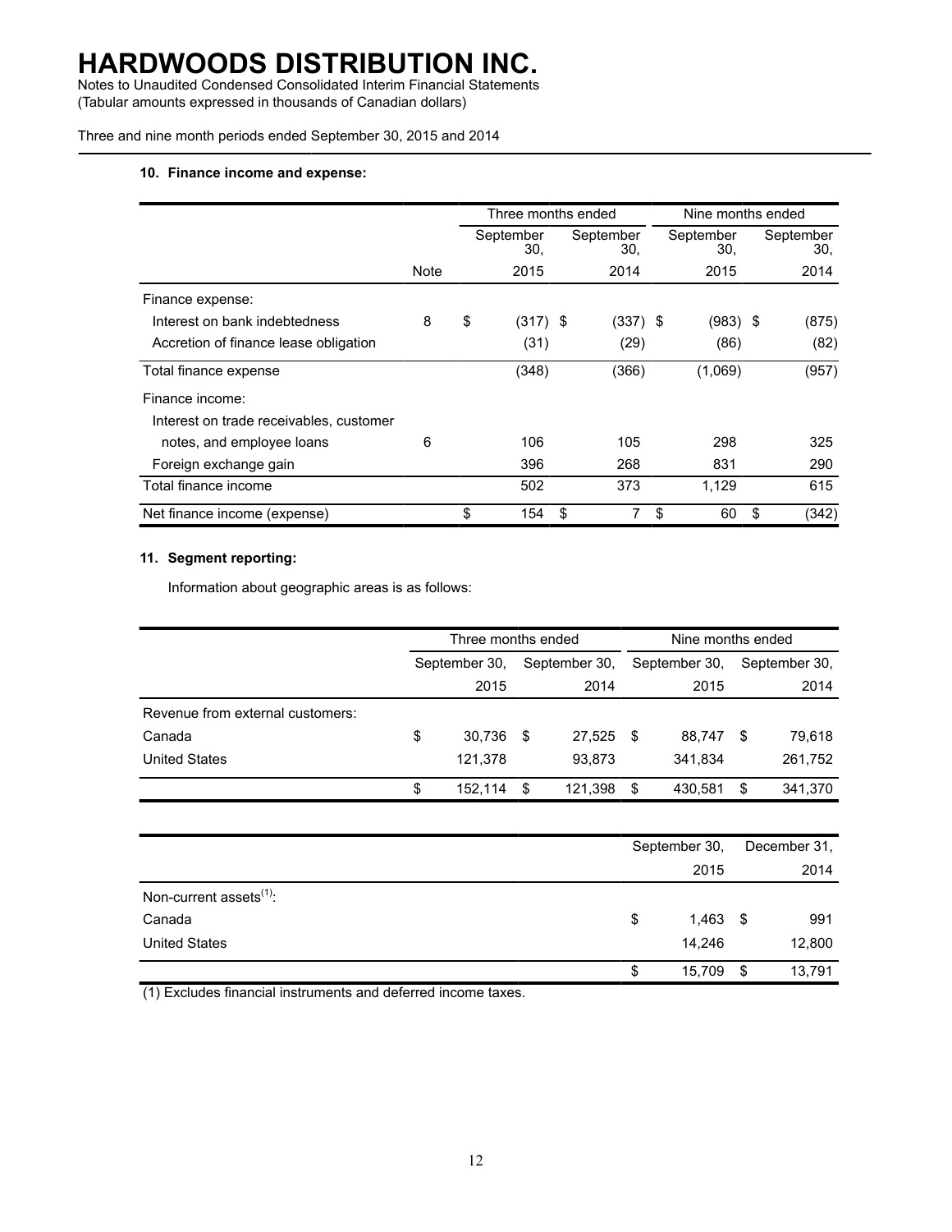# HARDWOODS DISTRIBUTION INC.

Notes to Unaudited Condensed Consolidated Interim Financial Statements
(Tabular amounts expressed in thousands of Canadian dollars)

Three and nine month periods ended September 30, 2015 and 2014

### 10. Finance income and expense:

| | | Three months ended | | Nine months ended | |
|---|---|---|---|---|---|
| | | September 30, | September 30, | September 30, | September 30, |
| | Note | 2015 | 2014 | 2015 | 2014 |
| Finance expense: | | | | | |
| Interest on bank indebtedness | 8 | $ (317) | $ (337) | $ (983) | $ (875) |
| Accretion of finance lease obligation | | (31) | (29) | (86) | (82) |
| Total finance expense | | (348) | (366) | (1,069) | (957) |
| Finance income: | | | | | |
| Interest on trade receivables, customer notes, and employee loans | 6 | 106 | 105 | 298 | 325 |
| Foreign exchange gain | | 396 | 268 | 831 | 290 |
| Total finance income | | 502 | 373 | 1,129 | 615 |
| Net finance income (expense) | | $ 154 | $ 7 | $ 60 | $ (342) |

### 11. Segment reporting:

Information about geographic areas is as follows:

| | Three months ended | | Nine months ended | |
|---|---|---|---|---|
| | September 30, 2015 | September 30, 2014 | September 30, 2015 | September 30, 2014 |
| Revenue from external customers: | | | | |
| Canada | $ 30,736 | $ 27,525 | $ 88,747 | $ 79,618 |
| United States | 121,378 | 93,873 | 341,834 | 261,752 |
| | $ 152,114 | $ 121,398 | $ 430,581 | $ 341,370 |

| | September 30, 2015 | December 31, 2014 |
|---|---|---|
| Non-current assets[(1)]: | | |
| Canada | $ 1,463 | $ 991 |
| United States | 14,246 | 12,800 |
| | $ 15,709 | $ 13,791 |

(1) Excludes financial instruments and deferred income taxes.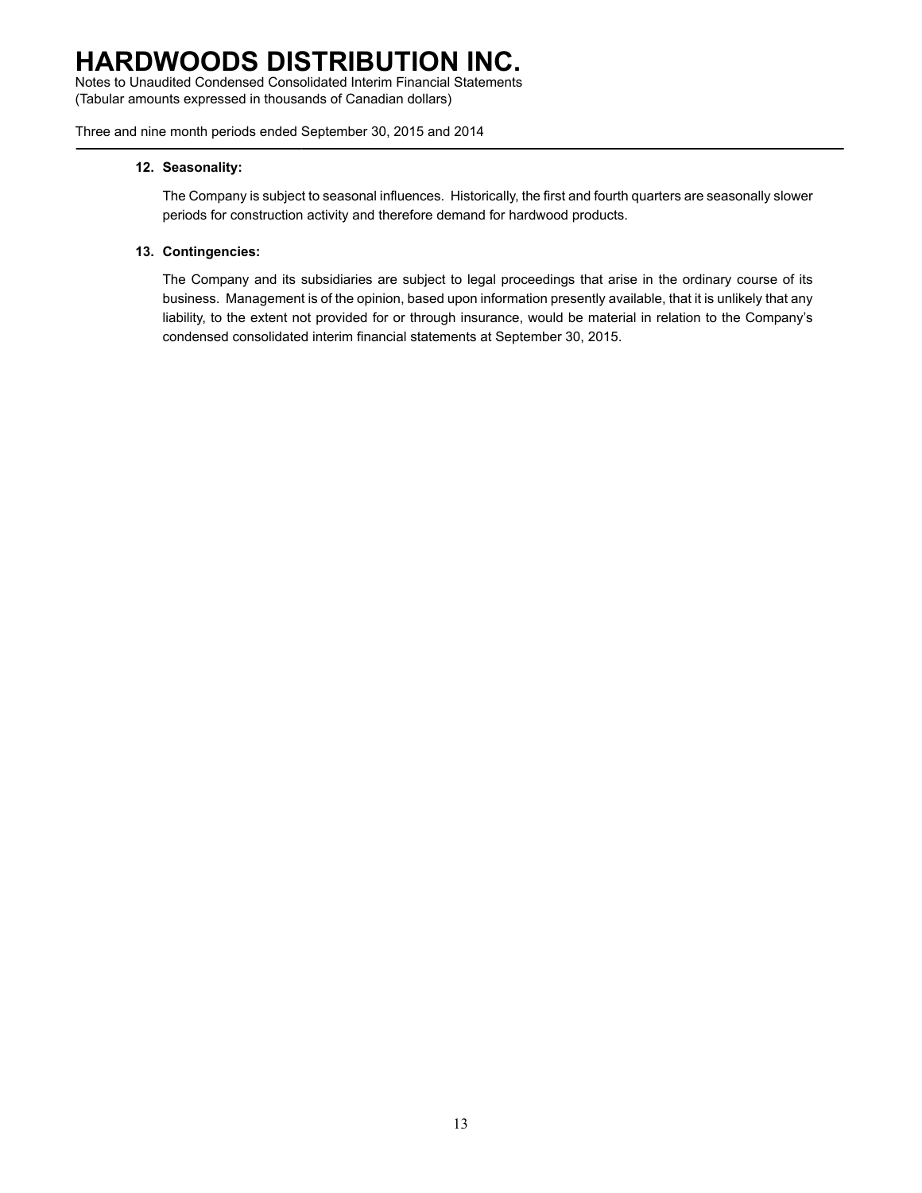### 12. Seasonality:

The Company is subject to seasonal influences. Historically, the first and fourth quarters are seasonally slower periods for construction activity and therefore demand for hardwood products.

### 13. Contingencies:

The Company and its subsidiaries are subject to legal proceedings that arise in the ordinary course of its business. Management is of the opinion, based upon information presently available, that it is unlikely that any liability, to the extent not provided for or through insurance, would be material in relation to the Company's condensed consolidated interim financial statements at September 30, 2015.